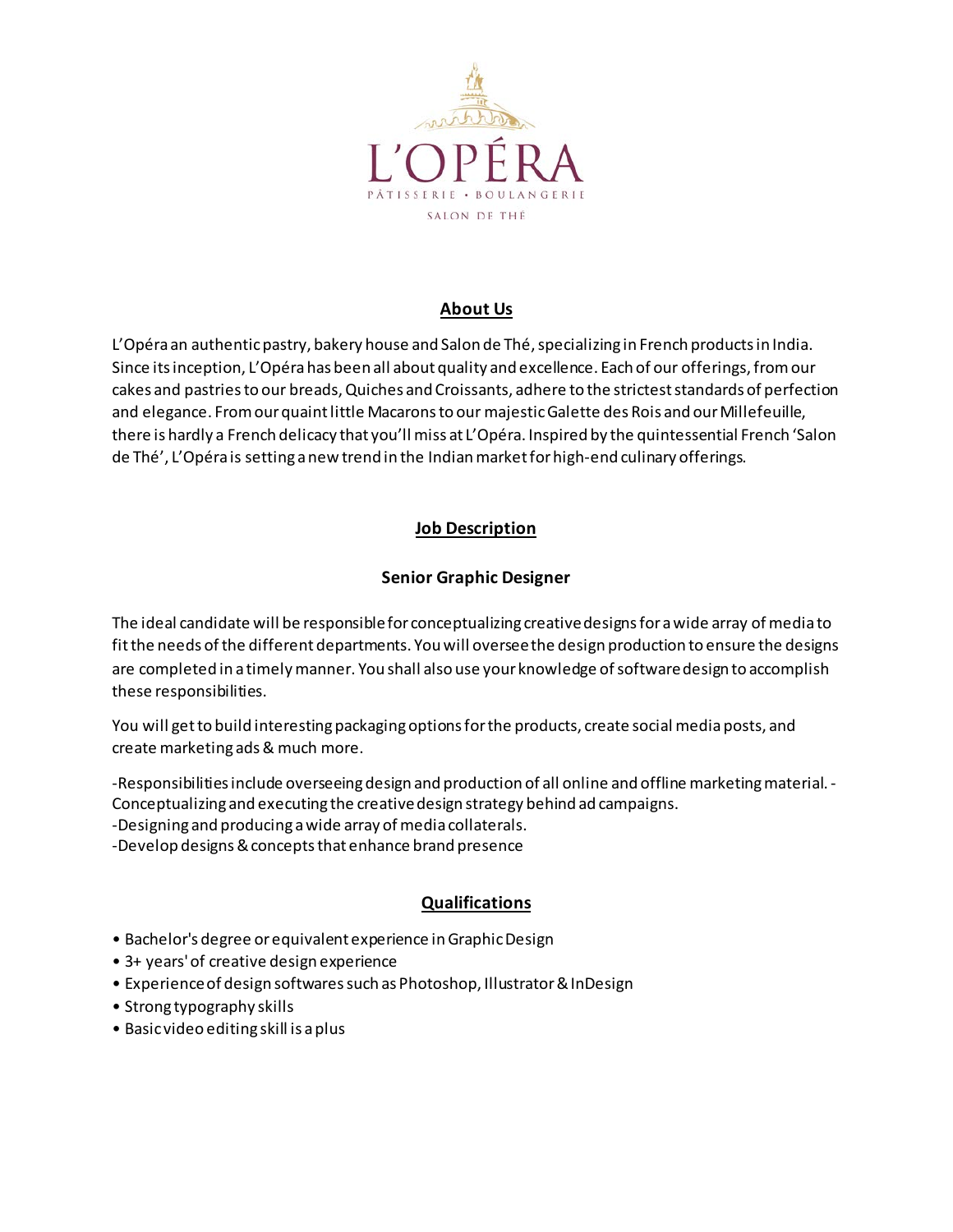L'OPÉRA

PÂTISSERIE • BOULANGERIE

SALON DE THÉ

## About Us

L'Opéra an authentic pastry, bakery house and Salon de Thé, specializing in French products in India. Since its inception, L'Opéra has been all about quality and excellence. Each of our offerings, from our cakes and pastries to our breads, Quiches and Croissants, adhere to the strictest standards of perfection and elegance. From our quaint little Macarons to our majestic Galette des Rois and our Millefeuille, there is hardly a French delicacy that you'll miss at L'Opéra. Inspired by the quintessential French 'Salon de Thé', L'Opéra is setting a new trend in the Indian market for high-end culinary offerings.

## Job Description

### Senior Graphic Designer

The ideal candidate will be responsible for conceptualizing creative designs for a wide array of media to fit the needs of the different departments. You will oversee the design production to ensure the designs are completed in a timely manner. You shall also use your knowledge of software design to accomplish these responsibilities.

You will get to build interesting packaging options for the products, create social media posts, and create marketing ads & much more.

-Responsibilities include overseeing design and production of all online and offline marketing material. -Conceptualizing and executing the creative design strategy behind ad campaigns.
-Designing and producing a wide array of media collaterals.
-Develop designs & concepts that enhance brand presence

## Qualifications

- Bachelor's degree or equivalent experience in Graphic Design
- 3+ years' of creative design experience
- Experience of design softwares such as Photoshop, Illustrator & InDesign
- Strong typography skills
- Basic video editing skill is a plus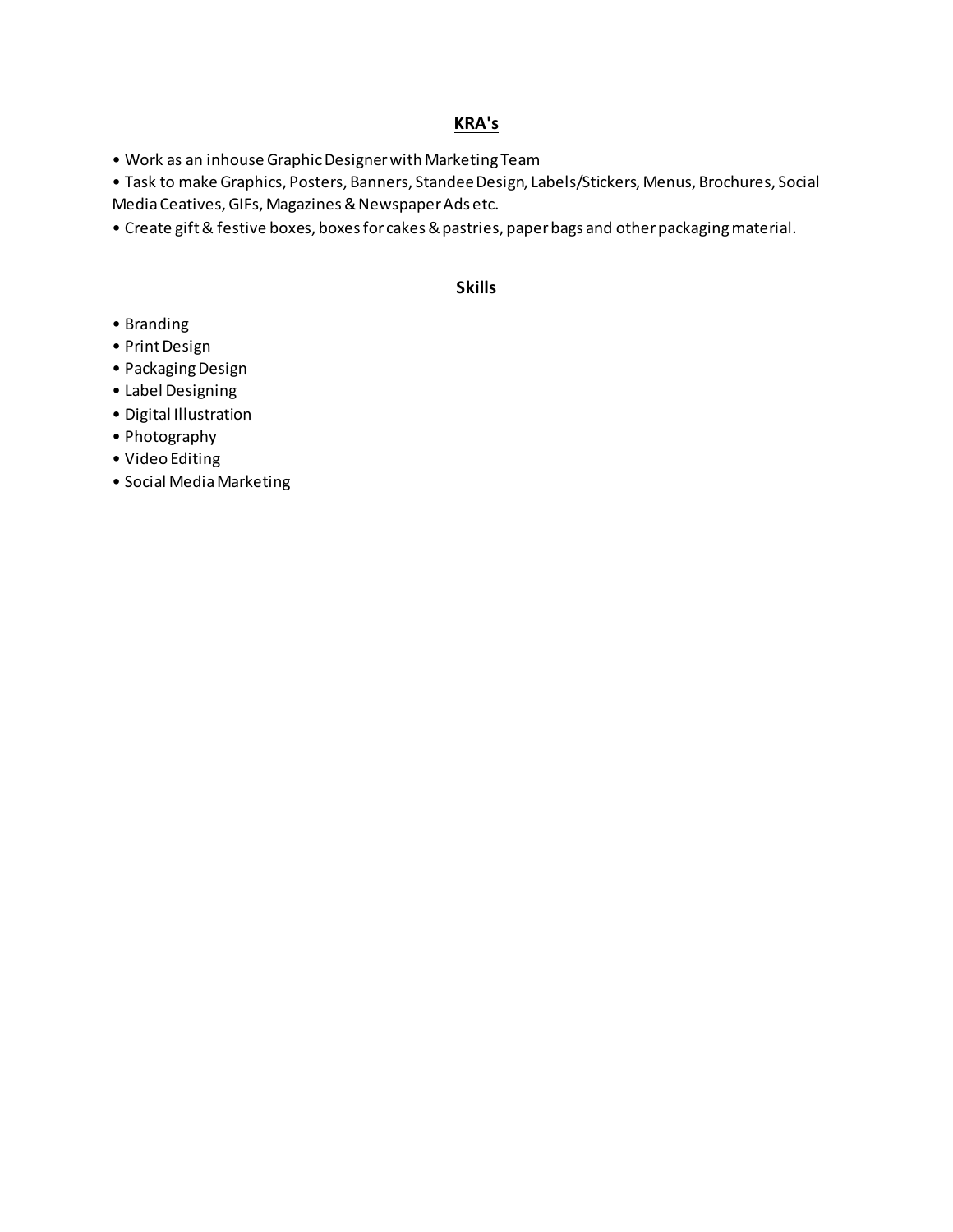## KRA's

- Work as an inhouse Graphic Designer with Marketing Team
- Task to make Graphics, Posters, Banners, Standee Design, Labels/Stickers, Menus, Brochures, Social Media Ceatives, GIFs, Magazines & Newspaper Ads etc.
- Create gift & festive boxes, boxes for cakes & pastries, paper bags and other packaging material.

## Skills

- Branding
- Print Design
- Packaging Design
- Label Designing
- Digital Illustration
- Photography
- Video Editing
- Social Media Marketing